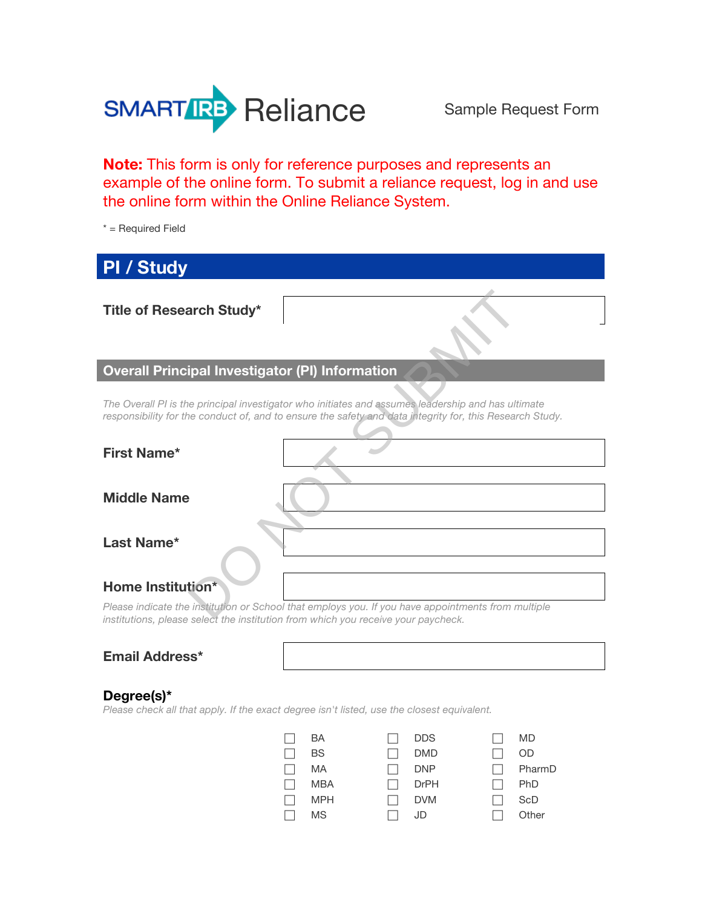SMART IRB Reliance — Sample Request Form

**Note:** This form is only for reference purposes and represents an example of the online form. To submit a reliance request, log in and use the online form within the Online Reliance System.

* = Required Field

DO NOT SUBMIT

# PI / Study

**Title of Research Study***

## Overall Principal Investigator (PI) Information

*The Overall PI is the principal investigator who initiates and assumes leadership and has ultimate responsibility for the conduct of, and to ensure the safety and data integrity for, this Research Study.*

**First Name***

**Middle Name**

**Last Name***

**Home Institution***

*Please indicate the institution or School that employs you. If you have appointments from multiple institutions, please select the institution from which you receive your paycheck.*

**Email Address***

**Degree(s)***

*Please check all that apply. If the exact degree isn't listed, use the closest equivalent.*

- ☐ BA
- ☐ BS
- ☐ MA
- ☐ MBA
- ☐ MPH
- ☐ MS
- ☐ DDS
- ☐ DMD
- ☐ DNP
- ☐ DrPH
- ☐ DVM
- ☐ JD
- ☐ MD
- ☐ OD
- ☐ PharmD
- ☐ PhD
- ☐ ScD
- ☐ Other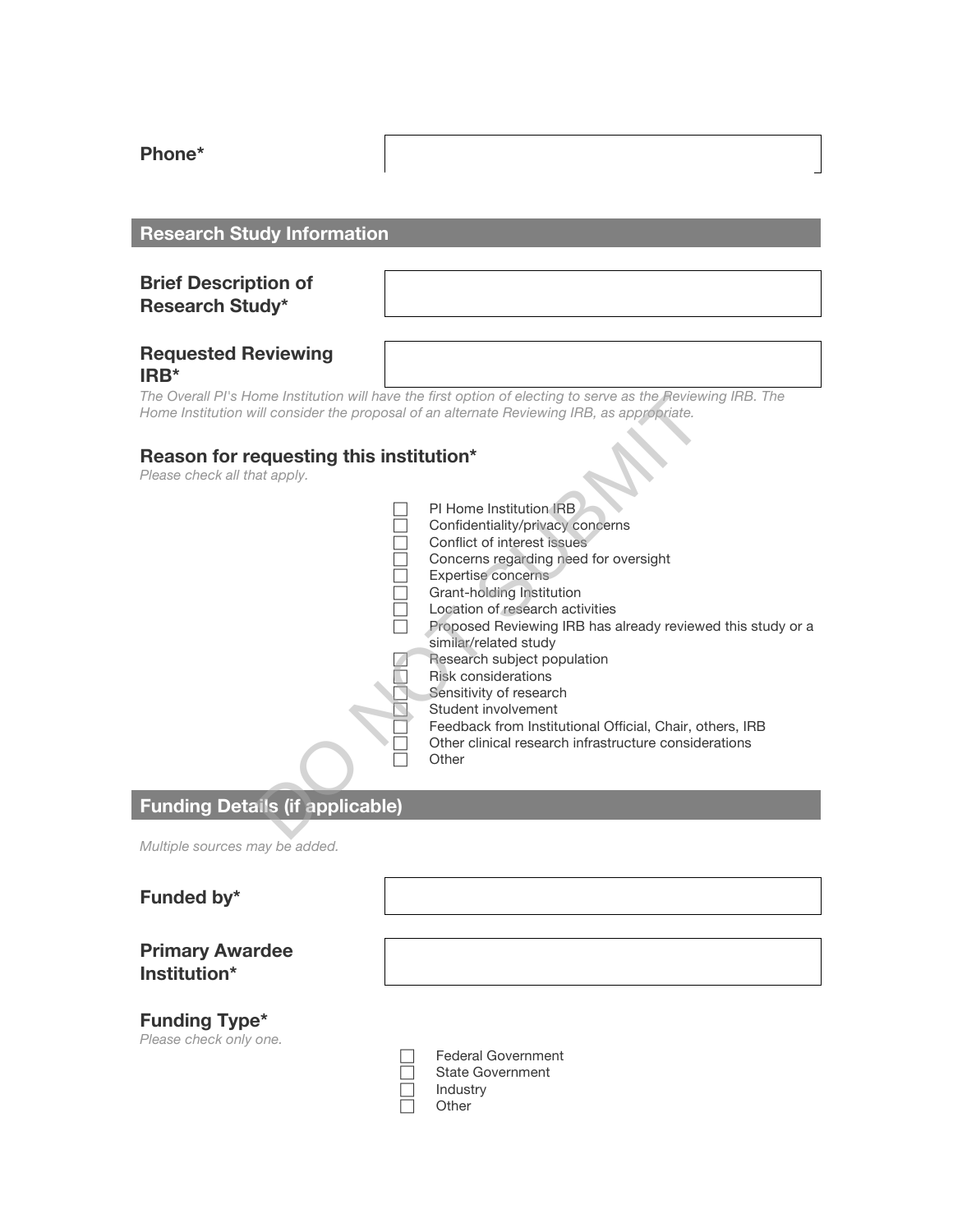**Phone***

## Research Study Information

**Brief Description of Research Study***

**Requested Reviewing IRB***

*The Overall PI's Home Institution will have the first option of electing to serve as the Reviewing IRB. The Home Institution will consider the proposal of an alternate Reviewing IRB, as appropriate.*

### Reason for requesting this institution*

*Please check all that apply.*

- ☐ PI Home Institution IRB
- ☐ Confidentiality/privacy concerns
- ☐ Conflict of interest issues
- ☐ Concerns regarding need for oversight
- ☐ Expertise concerns
- ☐ Grant-holding Institution
- ☐ Location of research activities
- ☐ Proposed Reviewing IRB has already reviewed this study or a similar/related study
- ☐ Research subject population
- ☐ Risk considerations
- ☐ Sensitivity of research
- ☐ Student involvement
- ☐ Feedback from Institutional Official, Chair, others, IRB
- ☐ Other clinical research infrastructure considerations
- ☐ Other

## Funding Details (if applicable)

*Multiple sources may be added.*

**Funded by***

**Primary Awardee Institution***

### Funding Type*

*Please check only one.*

- ☐ Federal Government
- ☐ State Government
- ☐ Industry
- ☐ Other

DO NOT SUBMIT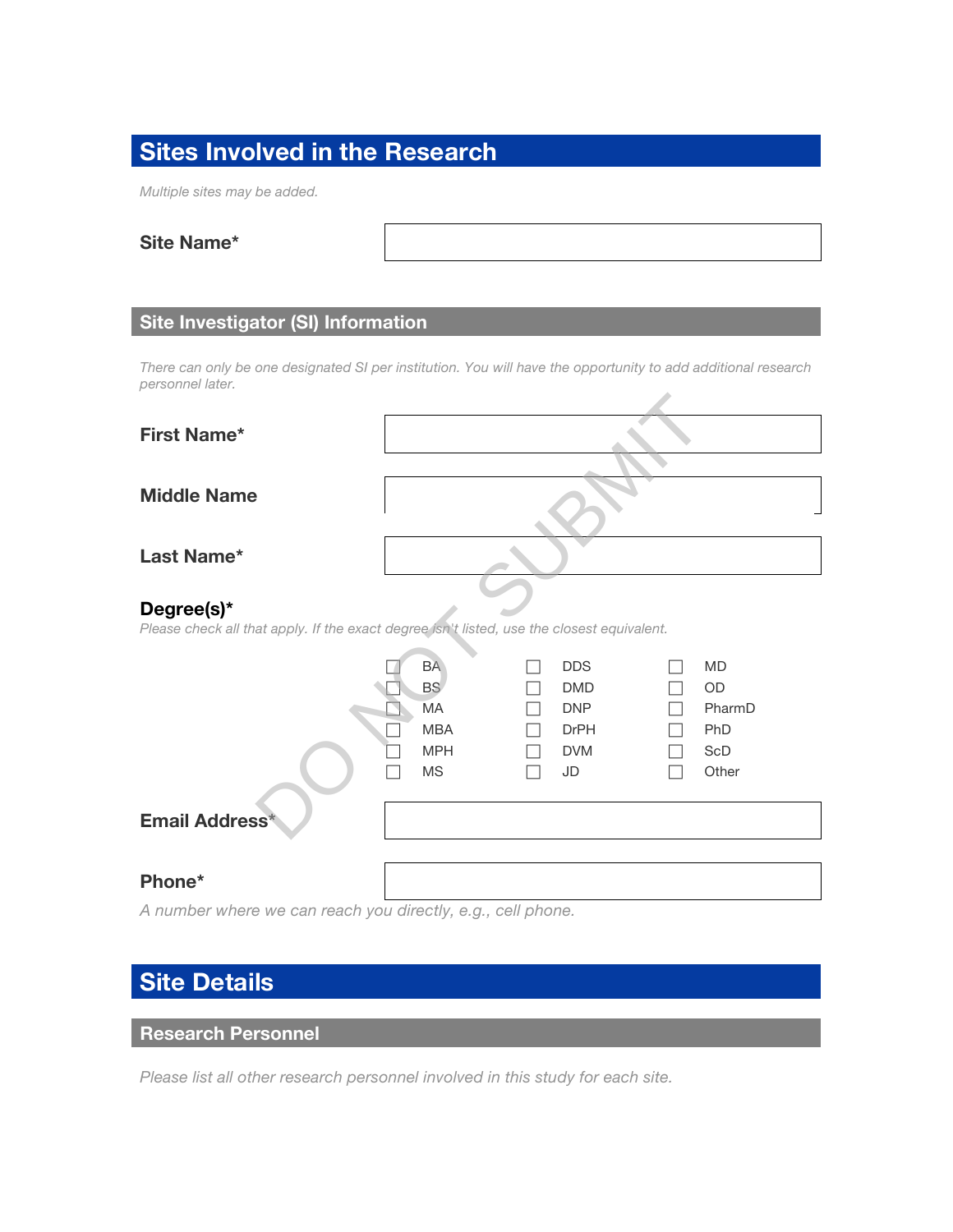# Sites Involved in the Research

*Multiple sites may be added.*

**Site Name***

## Site Investigator (SI) Information

*There can only be one designated SI per institution. You will have the opportunity to add additional research personnel later.*

**First Name***

**Middle Name**

**Last Name***

**Degree(s)***

*Please check all that apply. If the exact degree isn't listed, use the closest equivalent.*

- ☐ BA
- ☐ BS
- ☐ MA
- ☐ MBA
- ☐ MPH
- ☐ MS
- ☐ DDS
- ☐ DMD
- ☐ DNP
- ☐ DrPH
- ☐ DVM
- ☐ JD
- ☐ MD
- ☐ OD
- ☐ PharmD
- ☐ PhD
- ☐ ScD
- ☐ Other

**Email Address***

**Phone***

*A number where we can reach you directly, e.g., cell phone.*

# Site Details

## Research Personnel

*Please list all other research personnel involved in this study for each site.*

DO NOT SUBMIT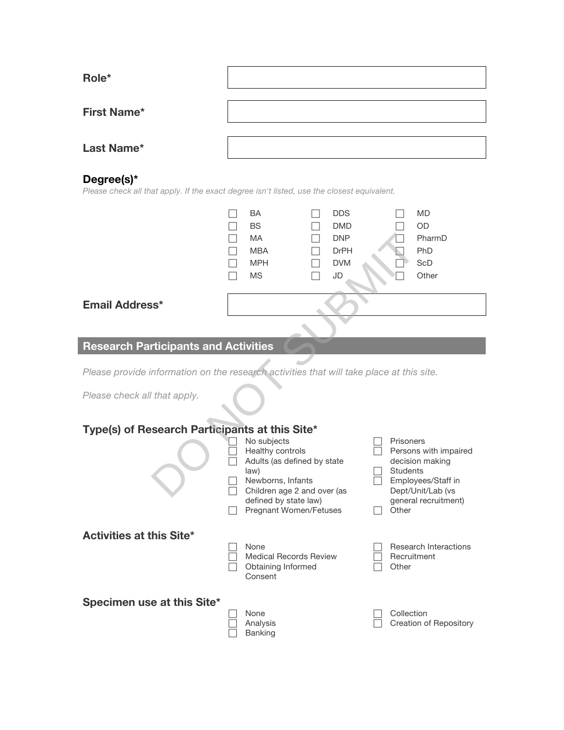**Role***

**First Name***

**Last Name***

**Degree(s)***

*Please check all that apply. If the exact degree isn't listed, use the closest equivalent.*

- ☐ BA
- ☐ BS
- ☐ MA
- ☐ MBA
- ☐ MPH
- ☐ MS
- ☐ DDS
- ☐ DMD
- ☐ DNP
- ☐ DrPH
- ☐ DVM
- ☐ JD
- ☐ MD
- ☐ OD
- ☐ PharmD
- ☐ PhD
- ☐ ScD
- ☐ Other

**Email Address***

DO NOT SUBMIT

## Research Participants and Activities

*Please provide information on the research activities that will take place at this site.*

*Please check all that apply.*

**Type(s) of Research Participants at this Site***

- ☐ No subjects
- ☐ Healthy controls
- ☐ Adults (as defined by state law)
- ☐ Newborns, Infants
- ☐ Children age 2 and over (as defined by state law)
- ☐ Pregnant Women/Fetuses
- ☐ Prisoners
- ☐ Persons with impaired decision making
- ☐ Students
- ☐ Employees/Staff in Dept/Unit/Lab (vs general recruitment)
- ☐ Other

**Activities at this Site***

- ☐ None
- ☐ Medical Records Review
- ☐ Obtaining Informed Consent
- ☐ Research Interactions
- ☐ Recruitment
- ☐ Other

**Specimen use at this Site***

- ☐ None
- ☐ Analysis
- ☐ Banking
- ☐ Collection
- ☐ Creation of Repository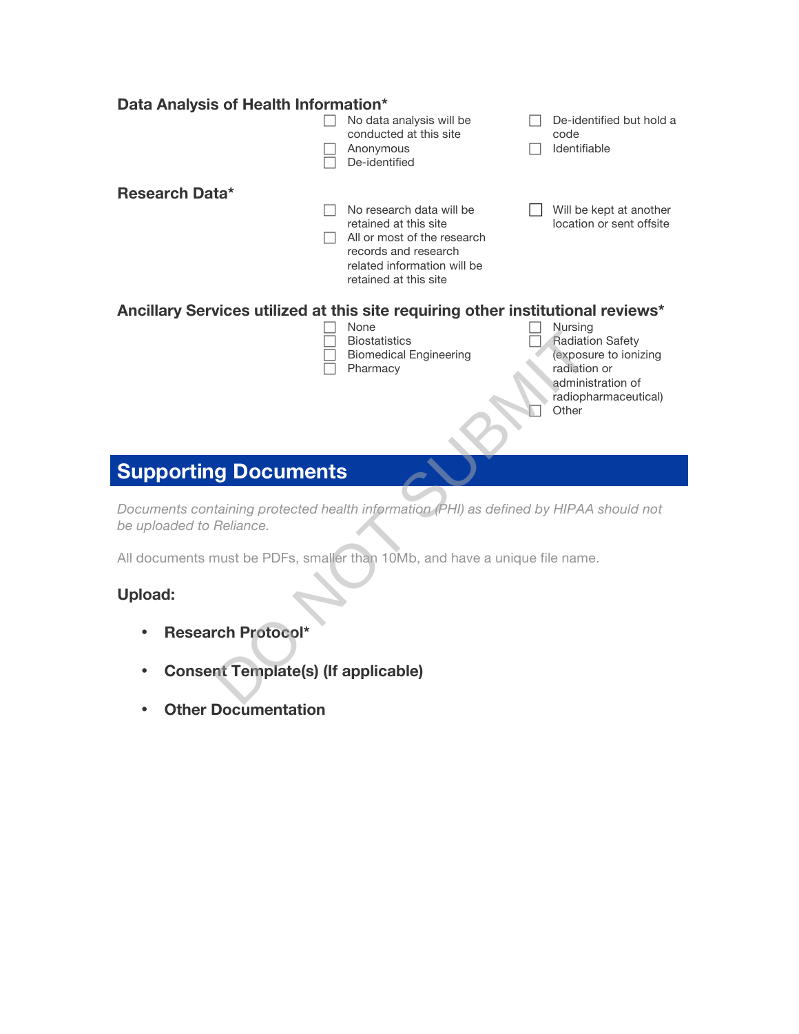**Data Analysis of Health Information***

- ☐ No data analysis will be conducted at this site
- ☐ Anonymous
- ☐ De-identified
- ☐ De-identified but hold a code
- ☐ Identifiable

**Research Data***

- ☐ No research data will be retained at this site
- ☐ All or most of the research records and research related information will be retained at this site
- ☐ Will be kept at another location or sent offsite

**Ancillary Services utilized at this site requiring other institutional reviews***

- ☐ None
- ☐ Biostatistics
- ☐ Biomedical Engineering
- ☐ Pharmacy
- ☐ Nursing
- ☐ Radiation Safety (exposure to ionizing radiation or administration of radiopharmaceutical)
- ☐ Other

## Supporting Documents

*Documents containing protected health information (PHI) as defined by HIPAA should not be uploaded to Reliance.*

All documents must be PDFs, smaller than 10Mb, and have a unique file name.

### Upload:

- **Research Protocol***
- **Consent Template(s) (If applicable)**
- **Other Documentation**

DO NOT SUBMIT